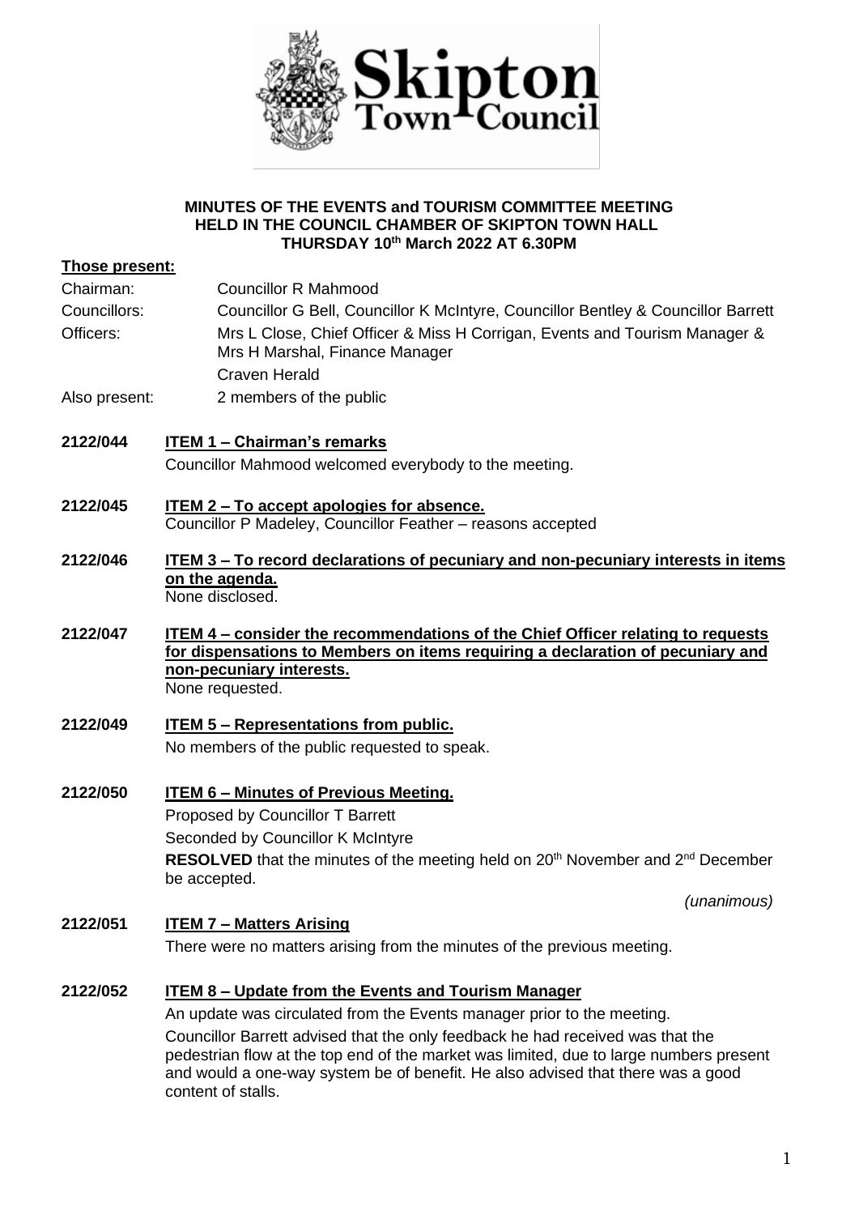**MINUTES OF THE EVENTS and TOURISM COMMITTEE MEETING HELD IN THE COUNCIL CHAMBER OF SKIPTON TOWN HALL THURSDAY 10th March 2022 AT 6.30PM**

**Those present:**

| | |
|---|---|
| Chairman: | Councillor R Mahmood |
| Councillors: | Councillor G Bell, Councillor K McIntyre, Councillor Bentley & Councillor Barrett |
| Officers: | Mrs L Close, Chief Officer & Miss H Corrigan, Events and Tourism Manager & Mrs H Marshal, Finance Manager |
| | Craven Herald |
| Also present: | 2 members of the public |

**2122/044** **ITEM 1 – Chairman's remarks**

Councillor Mahmood welcomed everybody to the meeting.

**2122/045** **ITEM 2 – To accept apologies for absence.**

Councillor P Madeley, Councillor Feather – reasons accepted

**2122/046** **ITEM 3 – To record declarations of pecuniary and non-pecuniary interests in items on the agenda.**

None disclosed.

**2122/047** **ITEM 4 – consider the recommendations of the Chief Officer relating to requests for dispensations to Members on items requiring a declaration of pecuniary and non-pecuniary interests.**

None requested.

**2122/049** **ITEM 5 – Representations from public.**

No members of the public requested to speak.

**2122/050** **ITEM 6 – Minutes of Previous Meeting.**

Proposed by Councillor T Barrett

Seconded by Councillor K McIntyre

**RESOLVED** that the minutes of the meeting held on 20th November and 2nd December be accepted.

*(unanimous)*

**2122/051** **ITEM 7 – Matters Arising**

There were no matters arising from the minutes of the previous meeting.

**2122/052** **ITEM 8 – Update from the Events and Tourism Manager**

An update was circulated from the Events manager prior to the meeting.

Councillor Barrett advised that the only feedback he had received was that the pedestrian flow at the top end of the market was limited, due to large numbers present and would a one-way system be of benefit. He also advised that there was a good content of stalls.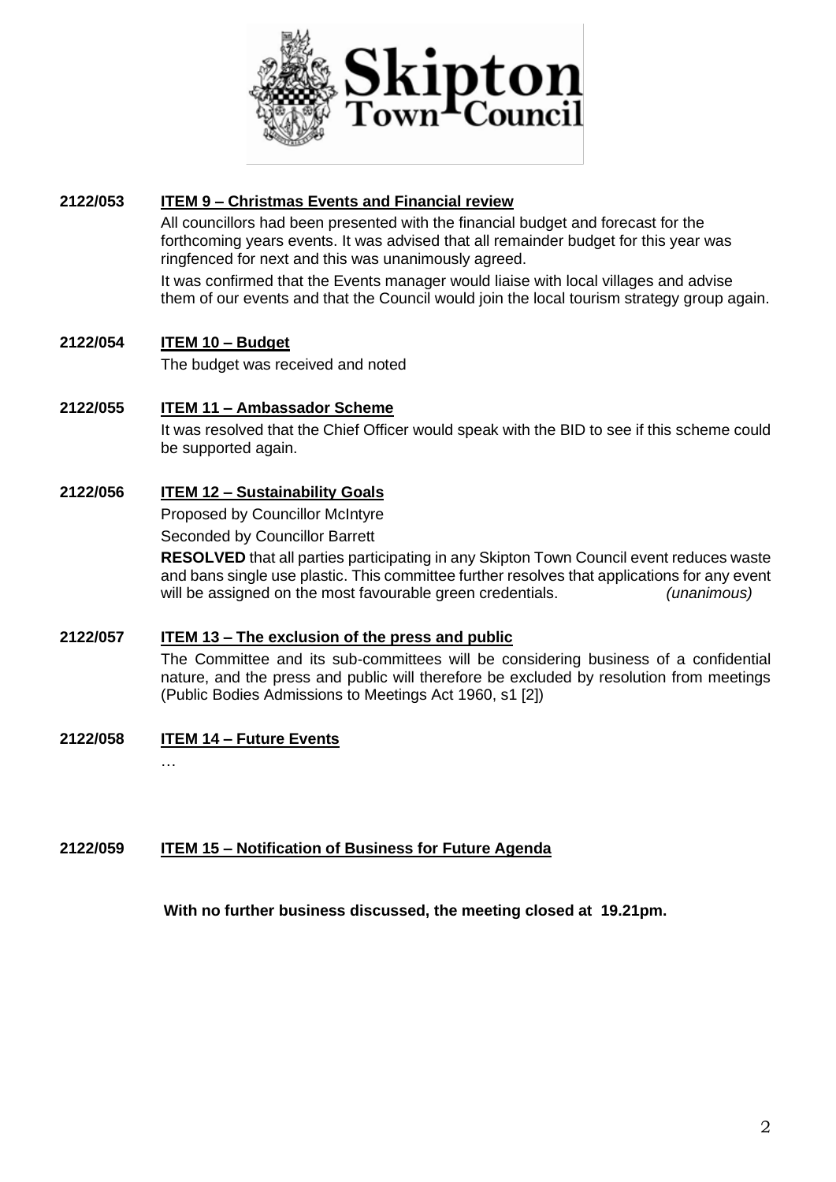**2122/053 ITEM 9 – Christmas Events and Financial review**

All councillors had been presented with the financial budget and forecast for the forthcoming years events. It was advised that all remainder budget for this year was ringfenced for next and this was unanimously agreed.

It was confirmed that the Events manager would liaise with local villages and advise them of our events and that the Council would join the local tourism strategy group again.

**2122/054 ITEM 10 – Budget**

The budget was received and noted

**2122/055 ITEM 11 – Ambassador Scheme**

It was resolved that the Chief Officer would speak with the BID to see if this scheme could be supported again.

**2122/056 ITEM 12 – Sustainability Goals**

Proposed by Councillor McIntyre

Seconded by Councillor Barrett

**RESOLVED** that all parties participating in any Skipton Town Council event reduces waste and bans single use plastic. This committee further resolves that applications for any event will be assigned on the most favourable green credentials. *(unanimous)*

**2122/057 ITEM 13 – The exclusion of the press and public**

The Committee and its sub-committees will be considering business of a confidential nature, and the press and public will therefore be excluded by resolution from meetings (Public Bodies Admissions to Meetings Act 1960, s1 [2])

**2122/058 ITEM 14 – Future Events**

…

**2122/059 ITEM 15 – Notification of Business for Future Agenda**

**With no further business discussed, the meeting closed at 19.21pm.**